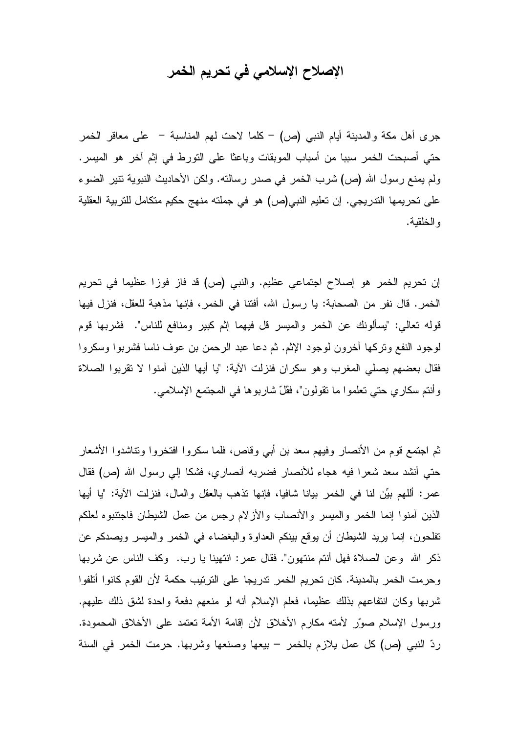# الإصلاح الإسلامي في تحريم الخمر

جرى أهل مكة والمدينة أيام النبي (ص) – كلما لاحت لهم المناسبة – على معاقر الخمر حتي أصبحت الخمر سببا من أسباب الموبقات وباعثا على التورط في إثم آخر هو الميسر. ولم يمنع رسول الله (ص) شرب الخمر في صدر رسالته. ولكن الأحاديث النبوية تنير الضوء على تحريمها التدريجي. إن تعليم النبي(ص) هو في جملته منهج حكيم متكامل للتربية العقلية والخلقية.

إن تحريم الخمر هو إصلاح اجتماعي عظيم. والنبي (ص) قد فاز فوزا عظيما في تحريم الخمر. قال نفر من الصحابة: يا رسول الله، أفتنا في الخمر، فإنها مذهبة للعقل، فنزل فيها قوله تعالي: "يسألونك عن الخمر والميسر قل فيهما إثم كبير ومنافع للناس". فشربها قوم لوجود النفع وتركها آخرون لوجود الإثم. ثم دعا عبد الرحمن بن عوف ناسا فشربوا وسكروا فقال بعضهم يصلي المغرب وهو سكران فنزلت الآية: "يا أيها الذين آمنوا لا تقربوا الصلاة وأنتم سكاري حتي تعلموا ما تقولون"، فقلّ شاربوها في المجتمع الإسلامي.

ثم اجتمع قوم من الأنصار وفيهم سعد بن أبي وقاص، فلما سكروا افتخروا وتناشدوا الأشعار حتي أنشد سعد شعرا فيه هجاء للأنصار فضربه أنصاري، فشكا إلي رسول الله (ص) فقال عمر: أللهم بيّن لنا في الخمر بيانا شافيا، فإنها تذهب بالعقل والمال، فنزلت الآية: "يا أيها الذين آمنوا إنما الخمر والميسر والأنصاب والأزلام رجس من عمل الشيطان فاجتنبوه لعلكم تفلحون، إنما يريد الشيطان أن يوقع بينكم العداوة والبغضاء في الخمر والميسر ويصدكم عن ذكر الله وعن الصلاة فهل أنتم منتهون". فقال عمر: انتهينا يا رب. وكف الناس عن شربها وحرمت الخمر بالمدينة. كان تحريم الخمر تدريجا على الترتيب حكمة لأن القوم كانوا أتلفوا شربها وكان انتفاعهم بذلك عظيما، فعلم الإسلام أنه لو منعهم دفعة واحدة لشق ذلك عليهم. ورسول الإسلام صوّر لأمته مكارم الأخلاق لأن إقامة الأمة تعتمد على الأخلاق المحمودة. ردّ النبي (ص) كل عمل يلازم بالخمر – بيعها وصنعها وشربها. حرمت الخمر في السنة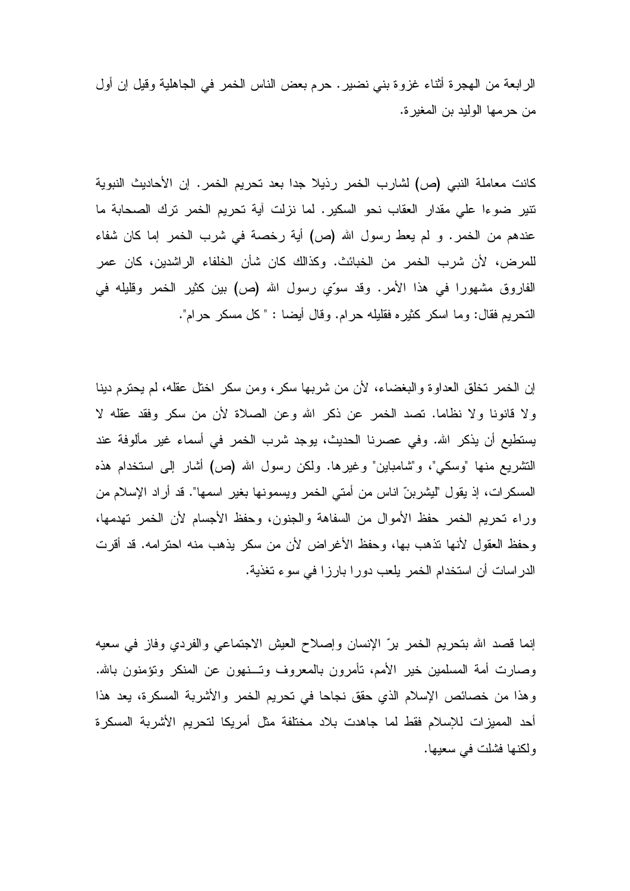الرابعة من الهجرة أثناء غزوة بني نضير. حرم بعض الناس الخمر في الجاهلية وقيل إن أول من حرمها الوليد بن المغيرة.

كانت معاملة النبي (ص) لشارب الخمر رذيلا جدا بعد تحريم الخمر. إن الأحاديث النبوية تنير ضوءا علي مقدار العقاب نحو السكير. لما نزلت آية تحريم الخمر ترك الصحابة ما عندهم من الخمر. و لم يعط رسول الله (ص) أية رخصة في شرب الخمر إما كان شفاء للمرض، لأن شرب الخمر من الخبائث. وكذالك كان شأن الخلفاء الراشدين، كان عمر الفاروق مشهورا في هذا الأمر. وقد سوّي رسول الله (ص) بين كثير الخمر وقليله في التحريم فقال: وما اسكر كثيره فقليله حرام. وقال أيضا : " كل مسكر حرام".

إن الخمر تخلق العداوة والبغضاء، لأن من شربها سكر، ومن سكر اختل عقله، لم يحترم دينا ولا قانونا ولا نظاما. تصد الخمر عن ذكر الله وعن الصلاة لأن من سكر وفقد عقله لا يستطيع أن يذكر الله. وفي عصرنا الحديث، يوجد شرب الخمر في أسماء غير مألوفة عند التشريع منها "وسكي"، و"شامباين" وغيرها. ولكن رسول الله (ص) أشار إلى استخدام هذه المسكرات، إذ يقول "ليشربنّ اناس من أمتي الخمر ويسمونها بغير اسمها". قد أراد الإسلام من وراء تحريم الخمر حفظ الأموال من السفاهة والجنون، وحفظ الأجسام لأن الخمر تهدمها، وحفظ العقول لأنها تذهب بها، وحفظ الأغراض لأن من سكر يذهب منه احترامه. قد أقرت الدراسات أن استخدام الخمر يلعب دورا بارزا في سوء تغذية.

إنما قصد الله بتحريم الخمر برّ الإنسان وإصلاح العيش الاجتماعي والفردي وفاز في سعيه وصارت أمة المسلمين خير الأمم، تأمرون بالمعروف وتـــنهون عن المنكر وتؤمنون بالله. وهذا من خصائص الإسلام الذي حقق نجاحا في تحريم الخمر والأشربة المسكرة، يعد هذا أحد المميزات للإسلام فقط لما جاهدت بلاد مختلفة مثل أمريكا لتحريم الأشربة المسكرة ولكنها فشلت في سعيها.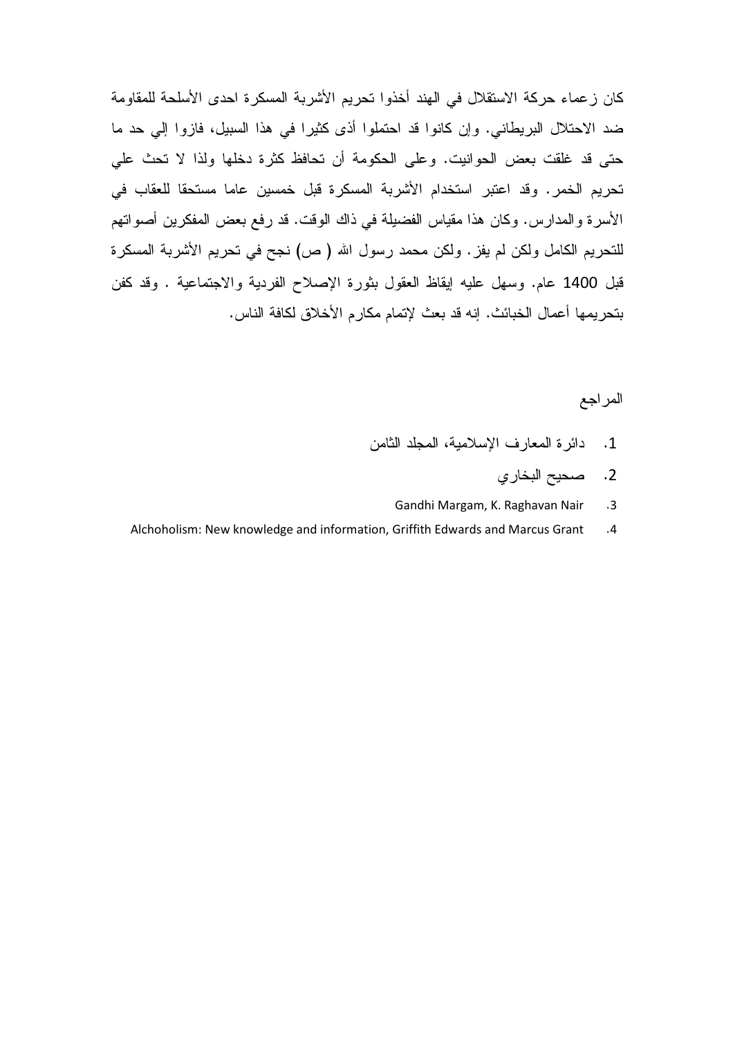كان زعماء حركة الاستقلال في الهند أخذوا تحريم الأشربة المسكرة احدى الأسلحة للمقاومة ضد الاحتلال البريطاني. وإن كانوا قد احتملوا أذى كثيرا في هذا السبيل، فازوا إلي حد ما حتى قد غلقت بعض الحوانيت. وعلى الحكومة أن تحافظ كثرة دخلها ولذا لا تحث علي تحريم الخمر. وقد اعتبر استخدام الأشربة المسكرة قبل خمسين عاما مستحقا للعقاب في الأسرة والمدارس. وكان هذا مقياس الفضيلة في ذاك الوقت. قد رفع بعض المفكرين أصواتهم للتحريم الكامل ولكن لم يفز. ولكن محمد رسول الله ( ص) نجح في تحريم الأشربة المسكرة قبل 1400 عام. وسهل عليه إيقاظ العقول بثورة الإصلاح الفردية والاجتماعية . وقد كفن بتحريمها أعمال الخبائث. إنه قد بعث لإتمام مكارم الأخلاق لكافة الناس.

المراجع

1. دائرة المعارف الإسلامية، المجلد الثامن
2. صحيح البخاري
3. Gandhi Margam, K. Raghavan Nair
4. Alchoholism: New knowledge and information, Griffith Edwards and Marcus Grant